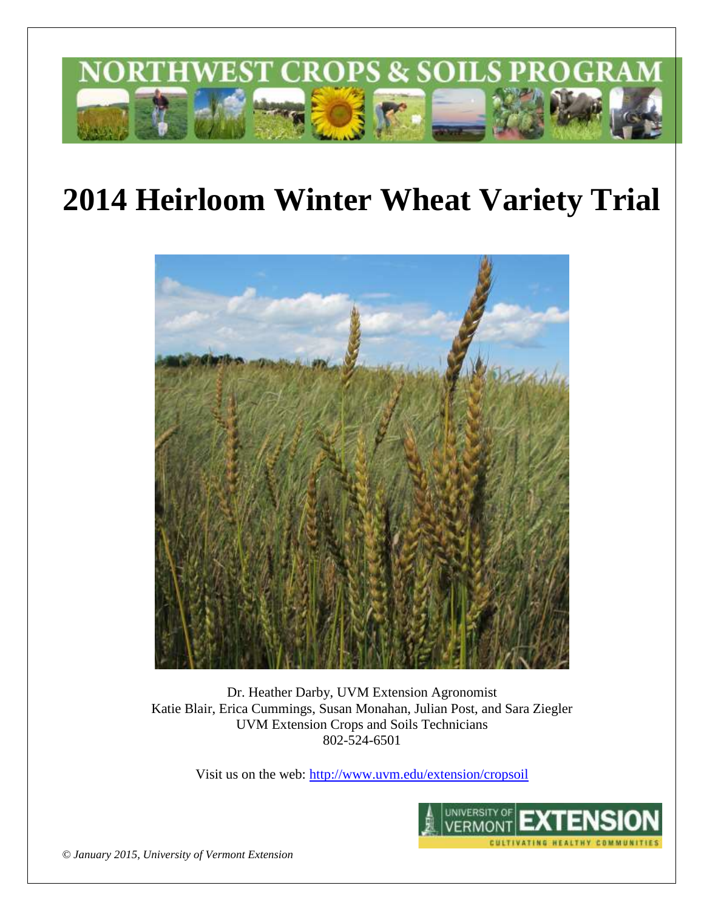NORTHWEST CROPS & SOILS PROGRAM

# 2014 Heirloom Winter Wheat Variety Trial

Dr. Heather Darby, UVM Extension Agronomist
Katie Blair, Erica Cummings, Susan Monahan, Julian Post, and Sara Ziegler
UVM Extension Crops and Soils Technicians
802-524-6501

Visit us on the web: http://www.uvm.edu/extension/cropsoil

UNIVERSITY OF VERMONT EXTENSION
CULTIVATING HEALTHY COMMUNITIES

*© January 2015, University of Vermont Extension*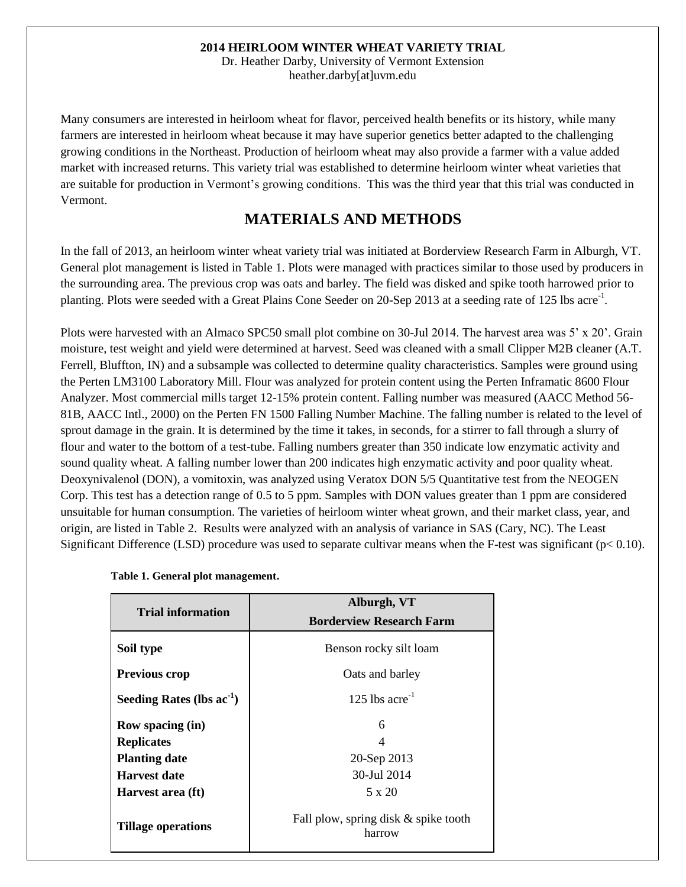**2014 HEIRLOOM WINTER WHEAT VARIETY TRIAL**
Dr. Heather Darby, University of Vermont Extension
heather.darby[at]uvm.edu

Many consumers are interested in heirloom wheat for flavor, perceived health benefits or its history, while many farmers are interested in heirloom wheat because it may have superior genetics better adapted to the challenging growing conditions in the Northeast. Production of heirloom wheat may also provide a farmer with a value added market with increased returns. This variety trial was established to determine heirloom winter wheat varieties that are suitable for production in Vermont's growing conditions. This was the third year that this trial was conducted in Vermont.

## MATERIALS AND METHODS

In the fall of 2013, an heirloom winter wheat variety trial was initiated at Borderview Research Farm in Alburgh, VT. General plot management is listed in Table 1. Plots were managed with practices similar to those used by producers in the surrounding area. The previous crop was oats and barley. The field was disked and spike tooth harrowed prior to planting. Plots were seeded with a Great Plains Cone Seeder on 20-Sep 2013 at a seeding rate of 125 lbs acre$^{-1}$.

Plots were harvested with an Almaco SPC50 small plot combine on 30-Jul 2014. The harvest area was 5' x 20'. Grain moisture, test weight and yield were determined at harvest. Seed was cleaned with a small Clipper M2B cleaner (A.T. Ferrell, Bluffton, IN) and a subsample was collected to determine quality characteristics. Samples were ground using the Perten LM3100 Laboratory Mill. Flour was analyzed for protein content using the Perten Inframatic 8600 Flour Analyzer. Most commercial mills target 12-15% protein content. Falling number was measured (AACC Method 56-81B, AACC Intl., 2000) on the Perten FN 1500 Falling Number Machine. The falling number is related to the level of sprout damage in the grain. It is determined by the time it takes, in seconds, for a stirrer to fall through a slurry of flour and water to the bottom of a test-tube. Falling numbers greater than 350 indicate low enzymatic activity and sound quality wheat. A falling number lower than 200 indicates high enzymatic activity and poor quality wheat. Deoxynivalenol (DON), a vomitoxin, was analyzed using Veratox DON 5/5 Quantitative test from the NEOGEN Corp. This test has a detection range of 0.5 to 5 ppm. Samples with DON values greater than 1 ppm are considered unsuitable for human consumption. The varieties of heirloom winter wheat grown, and their market class, year, and origin, are listed in Table 2. Results were analyzed with an analysis of variance in SAS (Cary, NC). The Least Significant Difference (LSD) procedure was used to separate cultivar means when the F-test was significant ($p < 0.10$).

**Table 1. General plot management.**

| Trial information | Alburgh, VT<br>Borderview Research Farm |
|---|---|
| **Soil type** | Benson rocky silt loam |
| **Previous crop** | Oats and barley |
| **Seeding Rates (lbs ac$^{-1}$)** | 125 lbs acre$^{-1}$ |
| **Row spacing (in)** | 6 |
| **Replicates** | 4 |
| **Planting date** | 20-Sep 2013 |
| **Harvest date** | 30-Jul 2014 |
| **Harvest area (ft)** | 5 x 20 |
| **Tillage operations** | Fall plow, spring disk & spike tooth harrow |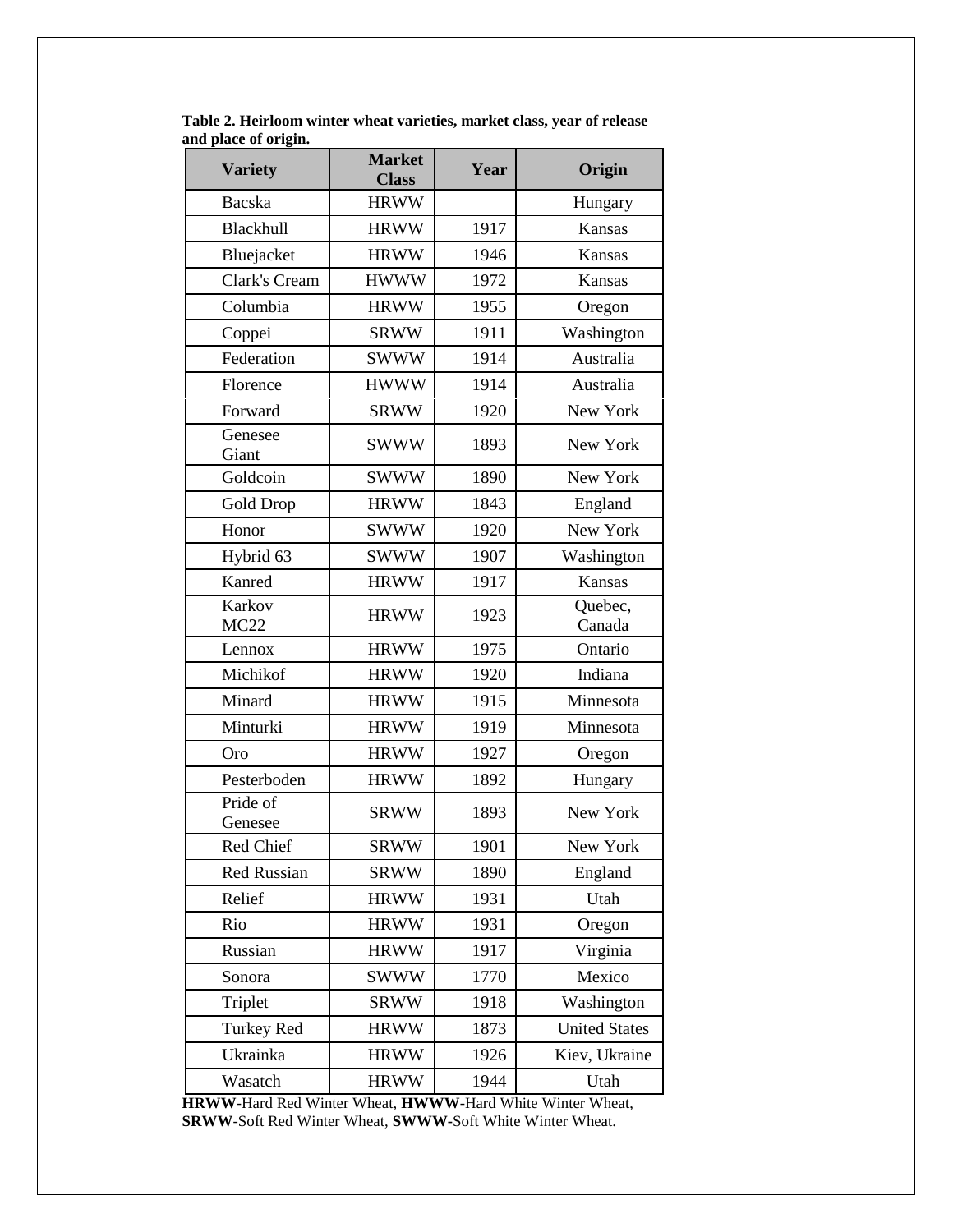**Table 2. Heirloom winter wheat varieties, market class, year of release and place of origin.**

| Variety | Market Class | Year | Origin |
|---|---|---|---|
| Bacska | HRWW | | Hungary |
| Blackhull | HRWW | 1917 | Kansas |
| Bluejacket | HRWW | 1946 | Kansas |
| Clark's Cream | HWWW | 1972 | Kansas |
| Columbia | HRWW | 1955 | Oregon |
| Coppei | SRWW | 1911 | Washington |
| Federation | SWWW | 1914 | Australia |
| Florence | HWWW | 1914 | Australia |
| Forward | SRWW | 1920 | New York |
| Genesee Giant | SWWW | 1893 | New York |
| Goldcoin | SWWW | 1890 | New York |
| Gold Drop | HRWW | 1843 | England |
| Honor | SWWW | 1920 | New York |
| Hybrid 63 | SWWW | 1907 | Washington |
| Kanred | HRWW | 1917 | Kansas |
| Karkov MC22 | HRWW | 1923 | Quebec, Canada |
| Lennox | HRWW | 1975 | Ontario |
| Michikof | HRWW | 1920 | Indiana |
| Minard | HRWW | 1915 | Minnesota |
| Minturki | HRWW | 1919 | Minnesota |
| Oro | HRWW | 1927 | Oregon |
| Pesterboden | HRWW | 1892 | Hungary |
| Pride of Genesee | SRWW | 1893 | New York |
| Red Chief | SRWW | 1901 | New York |
| Red Russian | SRWW | 1890 | England |
| Relief | HRWW | 1931 | Utah |
| Rio | HRWW | 1931 | Oregon |
| Russian | HRWW | 1917 | Virginia |
| Sonora | SWWW | 1770 | Mexico |
| Triplet | SRWW | 1918 | Washington |
| Turkey Red | HRWW | 1873 | United States |
| Ukrainka | HRWW | 1926 | Kiev, Ukraine |
| Wasatch | HRWW | 1944 | Utah |

**HRWW**-Hard Red Winter Wheat, **HWWW**-Hard White Winter Wheat, **SRWW**-Soft Red Winter Wheat, **SWWW**-Soft White Winter Wheat.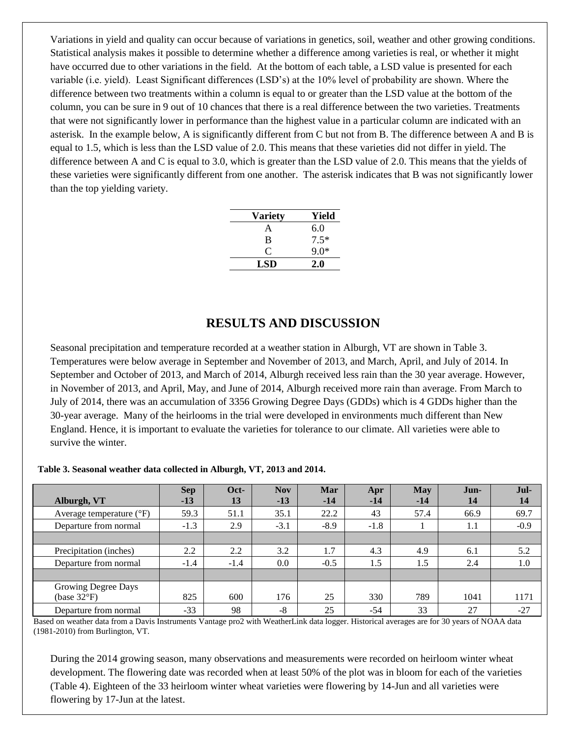Variations in yield and quality can occur because of variations in genetics, soil, weather and other growing conditions. Statistical analysis makes it possible to determine whether a difference among varieties is real, or whether it might have occurred due to other variations in the field. At the bottom of each table, a LSD value is presented for each variable (i.e. yield). Least Significant differences (LSD's) at the 10% level of probability are shown. Where the difference between two treatments within a column is equal to or greater than the LSD value at the bottom of the column, you can be sure in 9 out of 10 chances that there is a real difference between the two varieties. Treatments that were not significantly lower in performance than the highest value in a particular column are indicated with an asterisk. In the example below, A is significantly different from C but not from B. The difference between A and B is equal to 1.5, which is less than the LSD value of 2.0. This means that these varieties did not differ in yield. The difference between A and C is equal to 3.0, which is greater than the LSD value of 2.0. This means that the yields of these varieties were significantly different from one another. The asterisk indicates that B was not significantly lower than the top yielding variety.

| Variety | Yield |
|---|---|
| A | 6.0 |
| B | 7.5* |
| C | 9.0* |
| **LSD** | **2.0** |

## RESULTS AND DISCUSSION

Seasonal precipitation and temperature recorded at a weather station in Alburgh, VT are shown in Table 3. Temperatures were below average in September and November of 2013, and March, April, and July of 2014. In September and October of 2013, and March of 2014, Alburgh received less rain than the 30 year average. However, in November of 2013, and April, May, and June of 2014, Alburgh received more rain than average. From March to July of 2014, there was an accumulation of 3356 Growing Degree Days (GDDs) which is 4 GDDs higher than the 30-year average. Many of the heirlooms in the trial were developed in environments much different than New England. Hence, it is important to evaluate the varieties for tolerance to our climate. All varieties were able to survive the winter.

**Table 3. Seasonal weather data collected in Alburgh, VT, 2013 and 2014.**

| Alburgh, VT | Sep-13 | Oct-13 | Nov-13 | Mar-14 | Apr-14 | May-14 | Jun-14 | Jul-14 |
|---|---|---|---|---|---|---|---|---|
| Average temperature (°F) | 59.3 | 51.1 | 35.1 | 22.2 | 43 | 57.4 | 66.9 | 69.7 |
| Departure from normal | -1.3 | 2.9 | -3.1 | -8.9 | -1.8 | 1 | 1.1 | -0.9 |
| | | | | | | | | |
| Precipitation (inches) | 2.2 | 2.2 | 3.2 | 1.7 | 4.3 | 4.9 | 6.1 | 5.2 |
| Departure from normal | -1.4 | -1.4 | 0.0 | -0.5 | 1.5 | 1.5 | 2.4 | 1.0 |
| | | | | | | | | |
| Growing Degree Days (base 32°F) | 825 | 600 | 176 | 25 | 330 | 789 | 1041 | 1171 |
| Departure from normal | -33 | 98 | -8 | 25 | -54 | 33 | 27 | -27 |

Based on weather data from a Davis Instruments Vantage pro2 with WeatherLink data logger. Historical averages are for 30 years of NOAA data (1981-2010) from Burlington, VT.

During the 2014 growing season, many observations and measurements were recorded on heirloom winter wheat development. The flowering date was recorded when at least 50% of the plot was in bloom for each of the varieties (Table 4). Eighteen of the 33 heirloom winter wheat varieties were flowering by 14-Jun and all varieties were flowering by 17-Jun at the latest.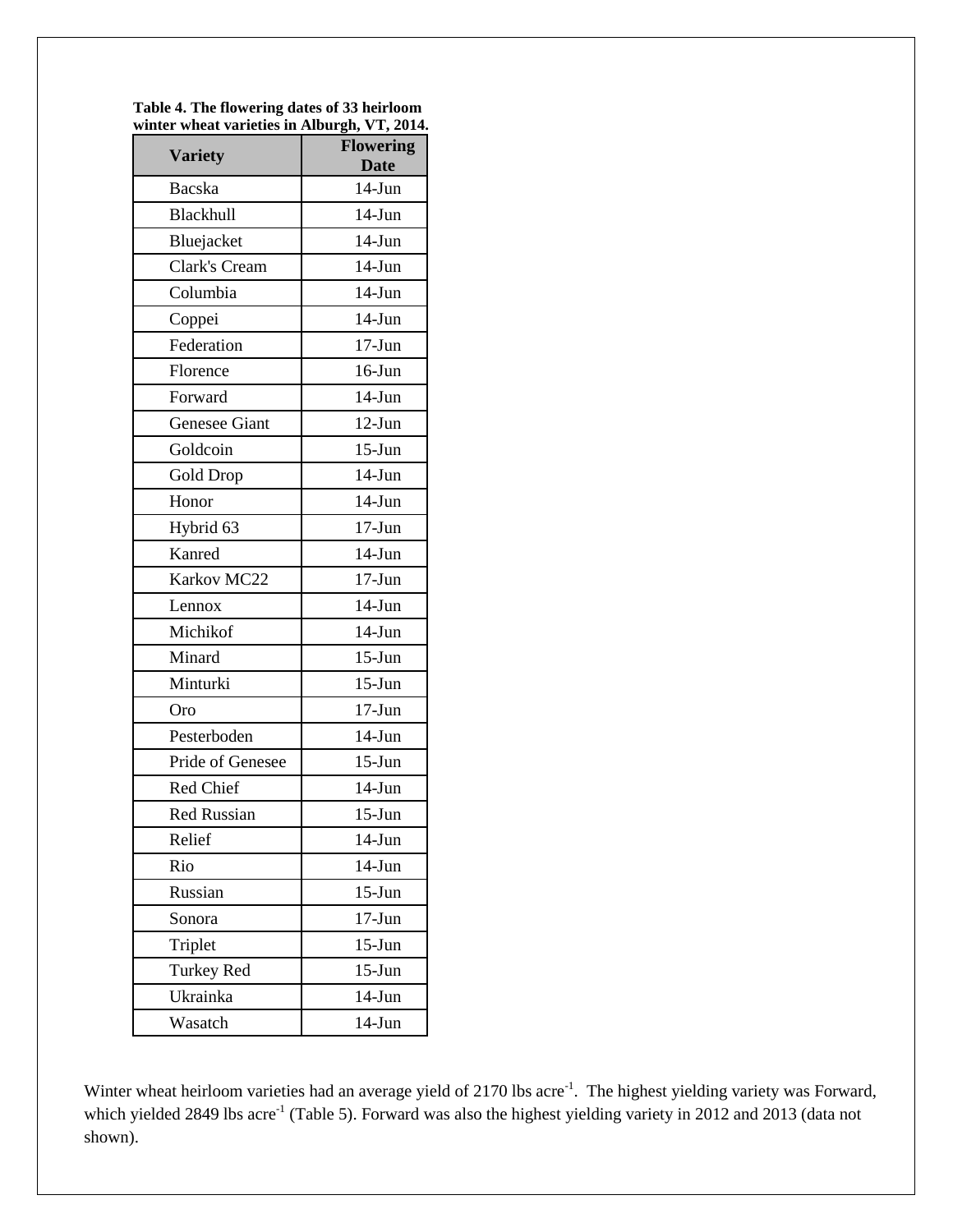**Table 4. The flowering dates of 33 heirloom winter wheat varieties in Alburgh, VT, 2014.**

| Variety | Flowering Date |
|---|---|
| Bacska | 14-Jun |
| Blackhull | 14-Jun |
| Bluejacket | 14-Jun |
| Clark's Cream | 14-Jun |
| Columbia | 14-Jun |
| Coppei | 14-Jun |
| Federation | 17-Jun |
| Florence | 16-Jun |
| Forward | 14-Jun |
| Genesee Giant | 12-Jun |
| Goldcoin | 15-Jun |
| Gold Drop | 14-Jun |
| Honor | 14-Jun |
| Hybrid 63 | 17-Jun |
| Kanred | 14-Jun |
| Karkov MC22 | 17-Jun |
| Lennox | 14-Jun |
| Michikof | 14-Jun |
| Minard | 15-Jun |
| Minturki | 15-Jun |
| Oro | 17-Jun |
| Pesterboden | 14-Jun |
| Pride of Genesee | 15-Jun |
| Red Chief | 14-Jun |
| Red Russian | 15-Jun |
| Relief | 14-Jun |
| Rio | 14-Jun |
| Russian | 15-Jun |
| Sonora | 17-Jun |
| Triplet | 15-Jun |
| Turkey Red | 15-Jun |
| Ukrainka | 14-Jun |
| Wasatch | 14-Jun |

Winter wheat heirloom varieties had an average yield of 2170 lbs $acre^{-1}$. The highest yielding variety was Forward, which yielded 2849 lbs $acre^{-1}$ (Table 5). Forward was also the highest yielding variety in 2012 and 2013 (data not shown).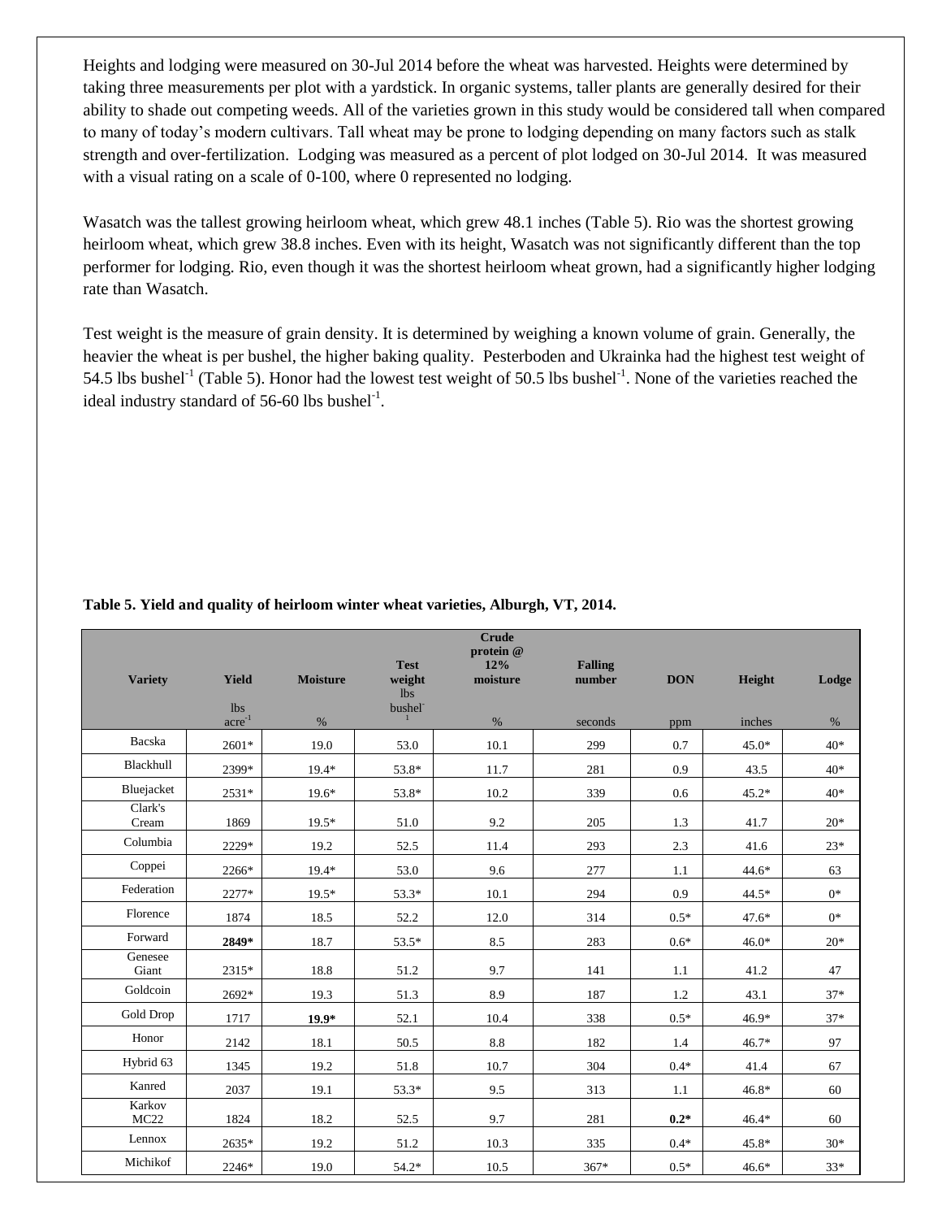Heights and lodging were measured on 30-Jul 2014 before the wheat was harvested. Heights were determined by taking three measurements per plot with a yardstick. In organic systems, taller plants are generally desired for their ability to shade out competing weeds. All of the varieties grown in this study would be considered tall when compared to many of today's modern cultivars. Tall wheat may be prone to lodging depending on many factors such as stalk strength and over-fertilization. Lodging was measured as a percent of plot lodged on 30-Jul 2014. It was measured with a visual rating on a scale of 0-100, where 0 represented no lodging.

Wasatch was the tallest growing heirloom wheat, which grew 48.1 inches (Table 5). Rio was the shortest growing heirloom wheat, which grew 38.8 inches. Even with its height, Wasatch was not significantly different than the top performer for lodging. Rio, even though it was the shortest heirloom wheat grown, had a significantly higher lodging rate than Wasatch.

Test weight is the measure of grain density. It is determined by weighing a known volume of grain. Generally, the heavier the wheat is per bushel, the higher baking quality. Pesterboden and Ukrainka had the highest test weight of 54.5 lbs bushel$^{-1}$ (Table 5). Honor had the lowest test weight of 50.5 lbs bushel$^{-1}$. None of the varieties reached the ideal industry standard of 56-60 lbs bushel$^{-1}$.

**Table 5. Yield and quality of heirloom winter wheat varieties, Alburgh, VT, 2014.**

| Variety | Yield | Moisture | Test weight | Crude protein @ 12% moisture | Falling number | DON | Height | Lodge |
|---|---|---|---|---|---|---|---|---|
| | lbs acre$^{-1}$ | % | lbs bushel$^{-1}$ | % | seconds | ppm | inches | % |
| Bacska | 2601* | 19.0 | 53.0 | 10.1 | 299 | 0.7 | 45.0* | 40* |
| Blackhull | 2399* | 19.4* | 53.8* | 11.7 | 281 | 0.9 | 43.5 | 40* |
| Bluejacket | 2531* | 19.6* | 53.8* | 10.2 | 339 | 0.6 | 45.2* | 40* |
| Clark's Cream | 1869 | 19.5* | 51.0 | 9.2 | 205 | 1.3 | 41.7 | 20* |
| Columbia | 2229* | 19.2 | 52.5 | 11.4 | 293 | 2.3 | 41.6 | 23* |
| Coppei | 2266* | 19.4* | 53.0 | 9.6 | 277 | 1.1 | 44.6* | 63 |
| Federation | 2277* | 19.5* | 53.3* | 10.1 | 294 | 0.9 | 44.5* | 0* |
| Florence | 1874 | 18.5 | 52.2 | 12.0 | 314 | 0.5* | 47.6* | 0* |
| Forward | **2849*** | 18.7 | 53.5* | 8.5 | 283 | 0.6* | 46.0* | 20* |
| Genesee Giant | 2315* | 18.8 | 51.2 | 9.7 | 141 | 1.1 | 41.2 | 47 |
| Goldcoin | 2692* | 19.3 | 51.3 | 8.9 | 187 | 1.2 | 43.1 | 37* |
| Gold Drop | 1717 | **19.9*** | 52.1 | 10.4 | 338 | 0.5* | 46.9* | 37* |
| Honor | 2142 | 18.1 | 50.5 | 8.8 | 182 | 1.4 | 46.7* | 97 |
| Hybrid 63 | 1345 | 19.2 | 51.8 | 10.7 | 304 | 0.4* | 41.4 | 67 |
| Kanred | 2037 | 19.1 | 53.3* | 9.5 | 313 | 1.1 | 46.8* | 60 |
| Karkov MC22 | 1824 | 18.2 | 52.5 | 9.7 | 281 | **0.2*** | 46.4* | 60 |
| Lennox | 2635* | 19.2 | 51.2 | 10.3 | 335 | 0.4* | 45.8* | 30* |
| Michikof | 2246* | 19.0 | 54.2* | 10.5 | 367* | 0.5* | 46.6* | 33* |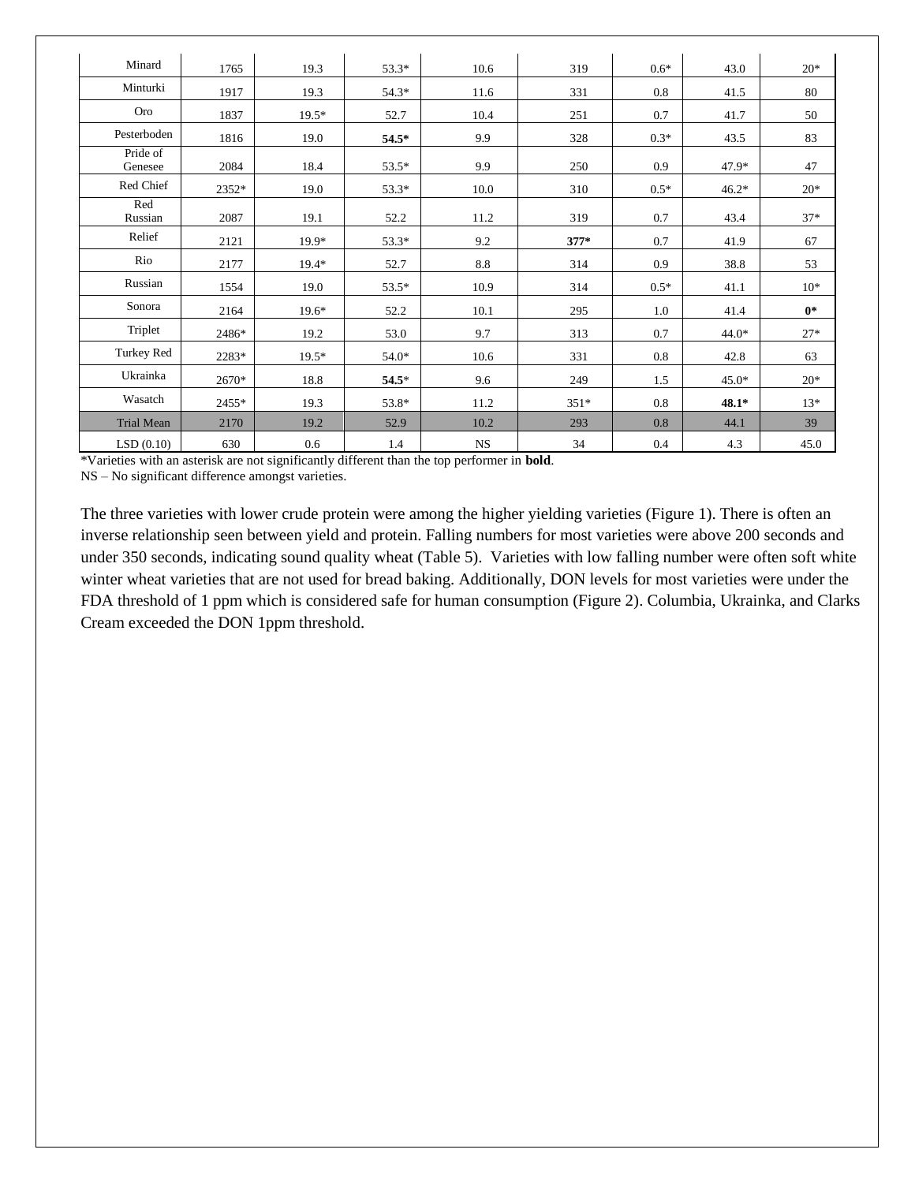| Minard | 1765 | 19.3 | 53.3* | 10.6 | 319 | 0.6* | 43.0 | 20* |
|---|---|---|---|---|---|---|---|---|
| Minturki | 1917 | 19.3 | 54.3* | 11.6 | 331 | 0.8 | 41.5 | 80 |
| Oro | 1837 | 19.5* | 52.7 | 10.4 | 251 | 0.7 | 41.7 | 50 |
| Pesterboden | 1816 | 19.0 | **54.5*** | 9.9 | 328 | 0.3* | 43.5 | 83 |
| Pride of Genesee | 2084 | 18.4 | 53.5* | 9.9 | 250 | 0.9 | 47.9* | 47 |
| Red Chief | 2352* | 19.0 | 53.3* | 10.0 | 310 | 0.5* | 46.2* | 20* |
| Red Russian | 2087 | 19.1 | 52.2 | 11.2 | 319 | 0.7 | 43.4 | 37* |
| Relief | 2121 | 19.9* | 53.3* | 9.2 | **377*** | 0.7 | 41.9 | 67 |
| Rio | 2177 | 19.4* | 52.7 | 8.8 | 314 | 0.9 | 38.8 | 53 |
| Russian | 1554 | 19.0 | 53.5* | 10.9 | 314 | 0.5* | 41.1 | 10* |
| Sonora | 2164 | 19.6* | 52.2 | 10.1 | 295 | 1.0 | 41.4 | **0*** |
| Triplet | 2486* | 19.2 | 53.0 | 9.7 | 313 | 0.7 | 44.0* | 27* |
| Turkey Red | 2283* | 19.5* | 54.0* | 10.6 | 331 | 0.8 | 42.8 | 63 |
| Ukrainka | 2670* | 18.8 | **54.5*** | 9.6 | 249 | 1.5 | 45.0* | 20* |
| Wasatch | 2455* | 19.3 | 53.8* | 11.2 | 351* | 0.8 | **48.1*** | 13* |
| Trial Mean | 2170 | 19.2 | 52.9 | 10.2 | 293 | 0.8 | 44.1 | 39 |
| LSD (0.10) | 630 | 0.6 | 1.4 | NS | 34 | 0.4 | 4.3 | 45.0 |

*Varieties with an asterisk are not significantly different than the top performer in **bold**.
NS – No significant difference amongst varieties.

The three varieties with lower crude protein were among the higher yielding varieties (Figure 1). There is often an inverse relationship seen between yield and protein. Falling numbers for most varieties were above 200 seconds and under 350 seconds, indicating sound quality wheat (Table 5). Varieties with low falling number were often soft white winter wheat varieties that are not used for bread baking. Additionally, DON levels for most varieties were under the FDA threshold of 1 ppm which is considered safe for human consumption (Figure 2). Columbia, Ukrainka, and Clarks Cream exceeded the DON 1ppm threshold.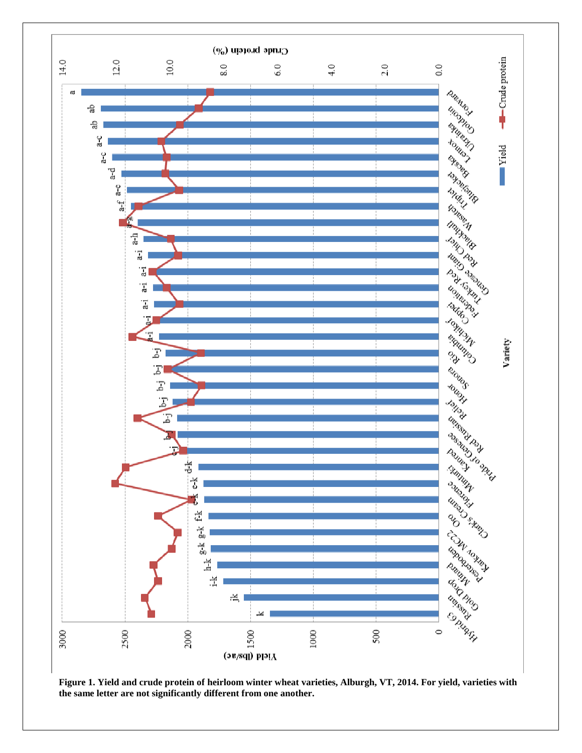Crude protein (%)

14.0
12.0
10.0
8.0
6.0
4.0
2.0
0.0

a
ab
ab
a-c
a-c
a-d
a-e
a-f
a-g
a-h
a-i
a-i
a-i
a-i
a-i
a-i
b-j
b-j
b-j
b-j
b-j
b-j
c-j
d-k
e-k
e-k
f-k
g-k
g-k
h-k
i-k
jk
k

Forward
Goldcoin
Ukrainka
Lemhi
Baska
Bluejacket
Triplet
Wasatch
Blackhull
Red Chief
Genesee Giant
Turkey Red
Federation
Coppei
Michikof
Columbia
Rio
Sonora
Honor
Relief
Red Russian
Pride of Genesee
Kanred
Minturki
Florence
Clark's Cream
Oro
CCZZ
Karkov MC22
Pesterboden
Minard
Gold Drop
Russian
Hybrid 63

Variety

Yield
Crude protein

3000
2500
2000
1500
1000
500
0

Yield (lbs/ac)

**Figure 1. Yield and crude protein of heirloom winter wheat varieties, Alburgh, VT, 2014. For yield, varieties with the same letter are not significantly different from one another.**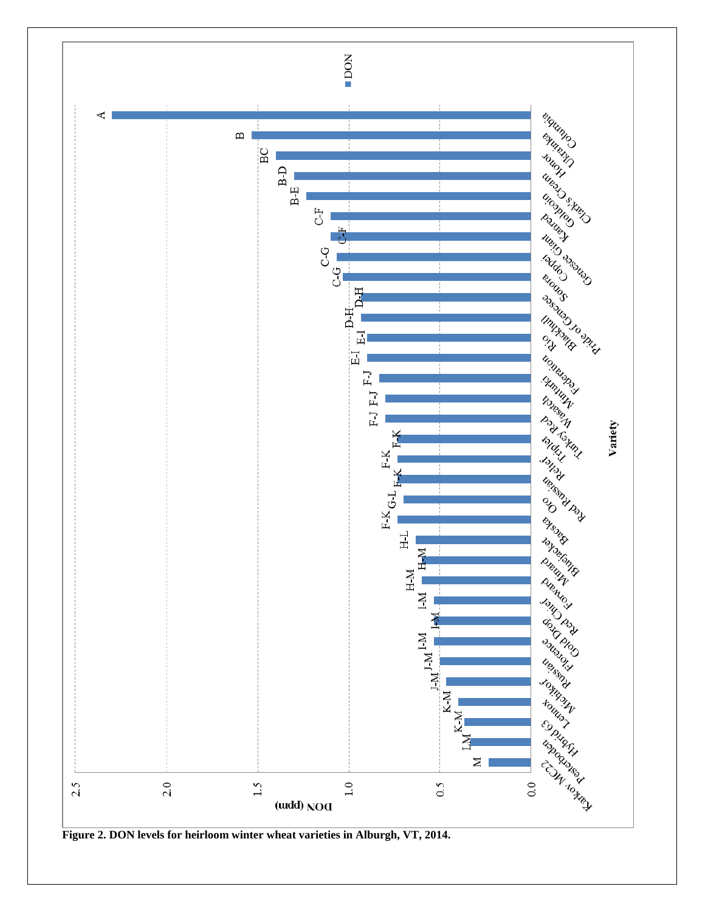DON

A
B
BC
B-D
B-E
C-F
C-F
C-G
C-G
D-H
D-H
E-I
E-I
F-J
F-J
F-J
F-K
F-K
F-K
G-L
F-K
H-L
H-M
H-M
I-M
I-M
I-M
J-M
J-M
K-M
K-M
LM
M

DON (ppm)

2.5
2.0
1.5
1.0
0.5
0.0

Columbia
Ukrainka
Honor
Clark's Cream
Goldcoin
Kanred
Genesee Giant
Coppei
Sonora
Pride of Genesee
Blackhull
Rio
Federation
Minturki
Wasatch
Turkey Red
Triplet
Relief
Red Russian
Oro
Bacska
Bluejacket
Minard
Forward
Red Chief
Gold Drop
Florence
Russian
Michikof
Lennox
Hybrid 63
Pesterboden
Karkov MC22

Variety

**Figure 2. DON levels for heirloom winter wheat varieties in Alburgh, VT, 2014.**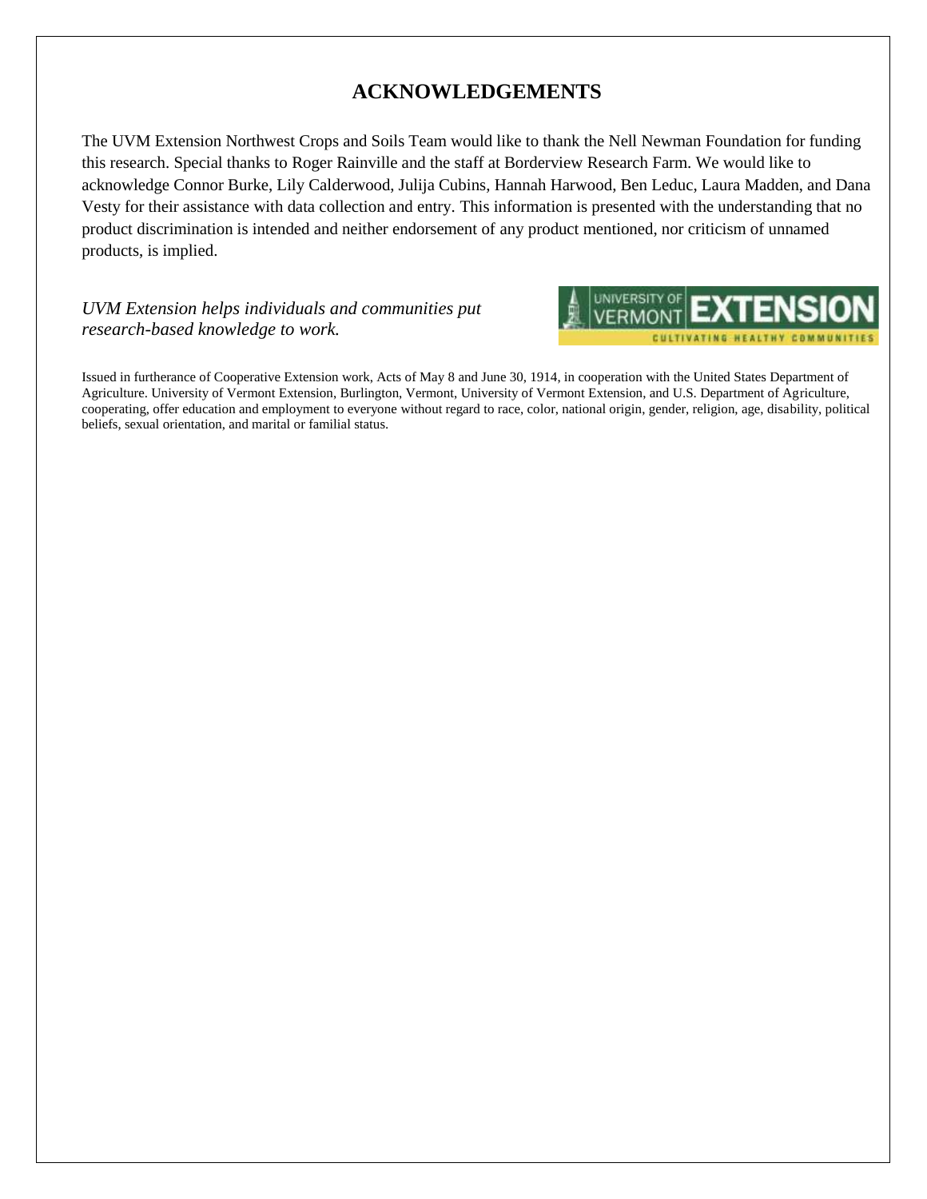## ACKNOWLEDGEMENTS

The UVM Extension Northwest Crops and Soils Team would like to thank the Nell Newman Foundation for funding this research. Special thanks to Roger Rainville and the staff at Borderview Research Farm. We would like to acknowledge Connor Burke, Lily Calderwood, Julija Cubins, Hannah Harwood, Ben Leduc, Laura Madden, and Dana Vesty for their assistance with data collection and entry. This information is presented with the understanding that no product discrimination is intended and neither endorsement of any product mentioned, nor criticism of unnamed products, is implied.

*UVM Extension helps individuals and communities put research-based knowledge to work.*

Issued in furtherance of Cooperative Extension work, Acts of May 8 and June 30, 1914, in cooperation with the United States Department of Agriculture. University of Vermont Extension, Burlington, Vermont, University of Vermont Extension, and U.S. Department of Agriculture, cooperating, offer education and employment to everyone without regard to race, color, national origin, gender, religion, age, disability, political beliefs, sexual orientation, and marital or familial status.